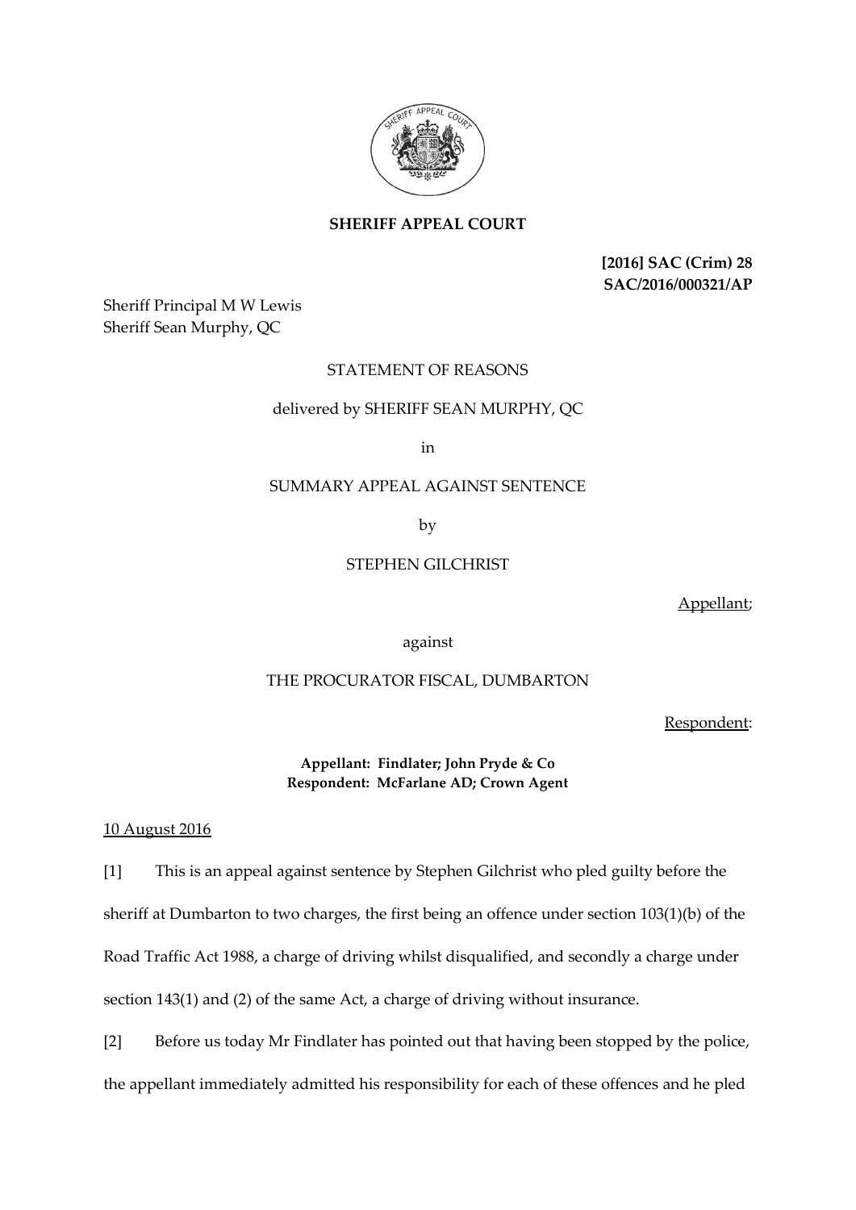**SHERIFF APPEAL COURT**

**[2016] SAC (Crim) 28**
**SAC/2016/000321/AP**

Sheriff Principal M W Lewis
Sheriff Sean Murphy, QC

STATEMENT OF REASONS

delivered by SHERIFF SEAN MURPHY, QC

in

SUMMARY APPEAL AGAINST SENTENCE

by

STEPHEN GILCHRIST

Appellant;

against

THE PROCURATOR FISCAL, DUMBARTON

Respondent:

**Appellant: Findlater; John Pryde & Co**
**Respondent: McFarlane AD; Crown Agent**

10 August 2016

[1] This is an appeal against sentence by Stephen Gilchrist who pled guilty before the sheriff at Dumbarton to two charges, the first being an offence under section 103(1)(b) of the Road Traffic Act 1988, a charge of driving whilst disqualified, and secondly a charge under section 143(1) and (2) of the same Act, a charge of driving without insurance.

[2] Before us today Mr Findlater has pointed out that having been stopped by the police, the appellant immediately admitted his responsibility for each of these offences and he pled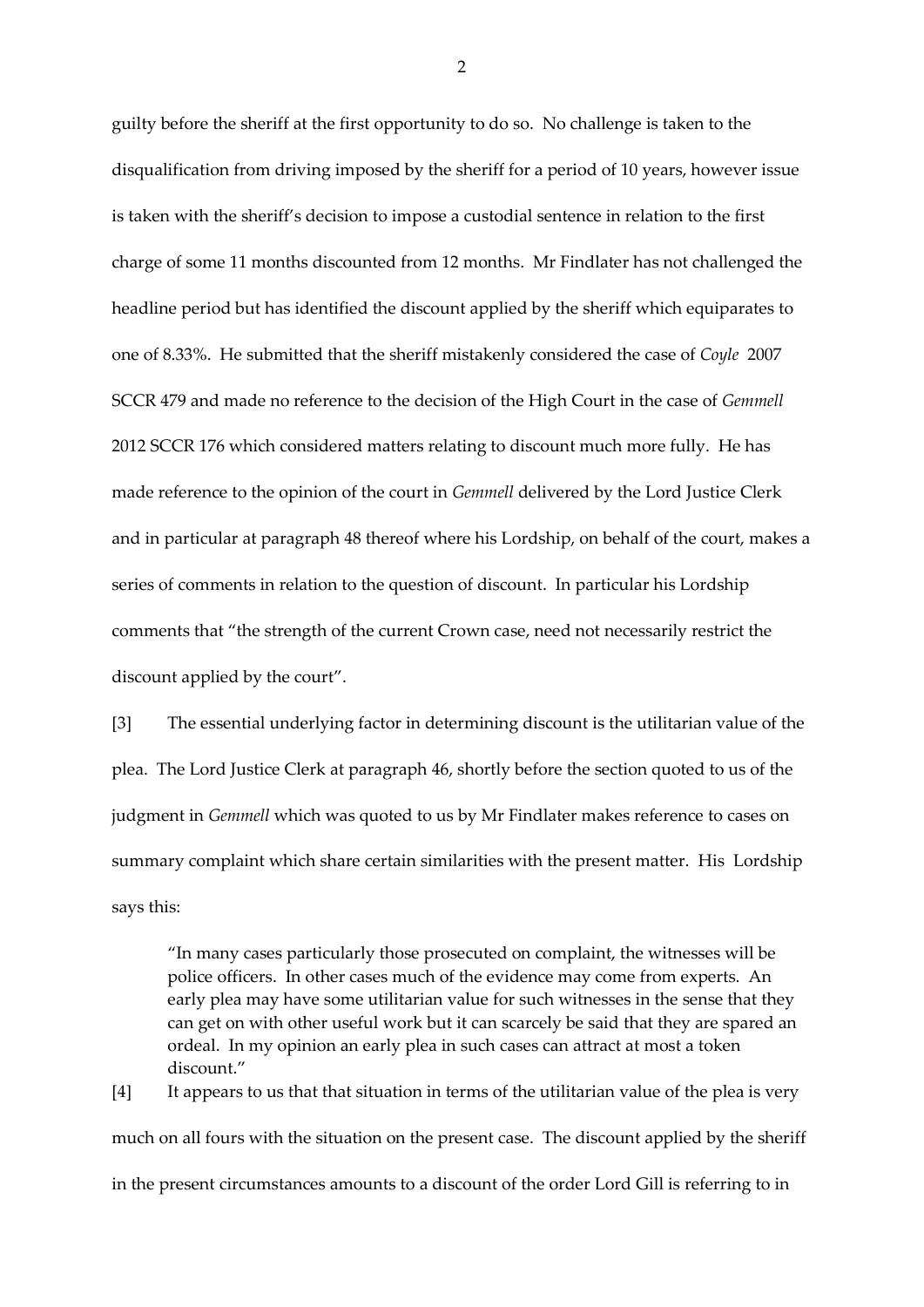guilty before the sheriff at the first opportunity to do so. No challenge is taken to the disqualification from driving imposed by the sheriff for a period of 10 years, however issue is taken with the sheriff's decision to impose a custodial sentence in relation to the first charge of some 11 months discounted from 12 months. Mr Findlater has not challenged the headline period but has identified the discount applied by the sheriff which equiparates to one of 8.33%. He submitted that the sheriff mistakenly considered the case of *Coyle* 2007 SCCR 479 and made no reference to the decision of the High Court in the case of *Gemmell* 2012 SCCR 176 which considered matters relating to discount much more fully. He has made reference to the opinion of the court in *Gemmell* delivered by the Lord Justice Clerk and in particular at paragraph 48 thereof where his Lordship, on behalf of the court, makes a series of comments in relation to the question of discount. In particular his Lordship comments that "the strength of the current Crown case, need not necessarily restrict the discount applied by the court".

[3] The essential underlying factor in determining discount is the utilitarian value of the plea. The Lord Justice Clerk at paragraph 46, shortly before the section quoted to us of the judgment in *Gemmell* which was quoted to us by Mr Findlater makes reference to cases on summary complaint which share certain similarities with the present matter. His Lordship says this:

> "In many cases particularly those prosecuted on complaint, the witnesses will be police officers. In other cases much of the evidence may come from experts. An early plea may have some utilitarian value for such witnesses in the sense that they can get on with other useful work but it can scarcely be said that they are spared an ordeal. In my opinion an early plea in such cases can attract at most a token discount."

[4] It appears to us that that situation in terms of the utilitarian value of the plea is very much on all fours with the situation on the present case. The discount applied by the sheriff in the present circumstances amounts to a discount of the order Lord Gill is referring to in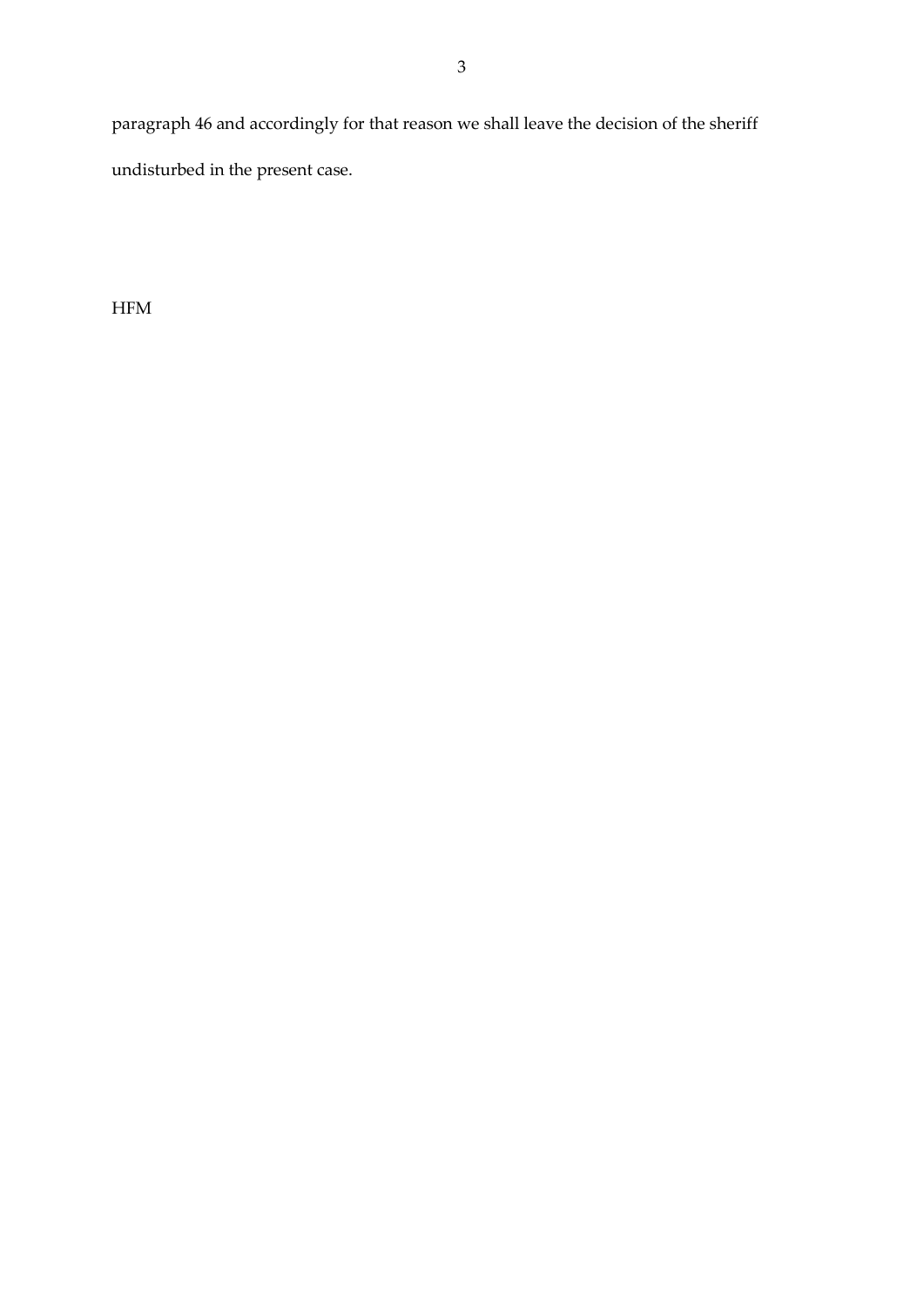paragraph 46 and accordingly for that reason we shall leave the decision of the sheriff undisturbed in the present case.

HFM